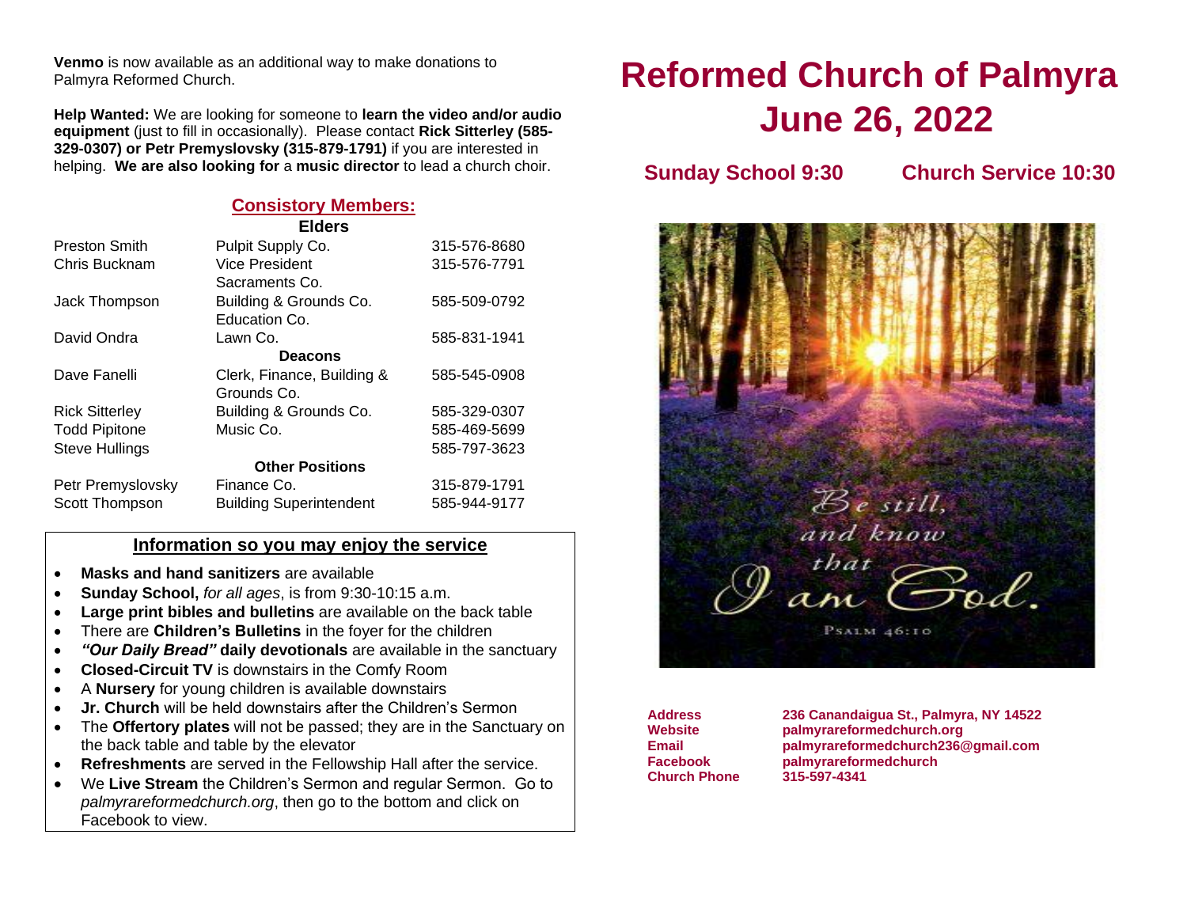**Venmo** is now available as an additional way to make donations to Palmyra Reformed Church.

**Help Wanted:** We are looking for someone to **learn the video and/or audio equipment** (just to fill in occasionally). Please contact **Rick Sitterley (585-329-0307) or Petr Premyslovsky (315-879-1791)** if you are interested in helping. **We are also looking for** a **music director** to lead a church choir.

## Consistory Members:

| | **Elders** | |
|---|---|---|
| Preston Smith | Pulpit Supply Co. | 315-576-8680 |
| Chris Bucknam | Vice President<br>Sacraments Co. | 315-576-7791 |
| Jack Thompson | Building & Grounds Co.<br>Education Co. | 585-509-0792 |
| David Ondra | Lawn Co. | 585-831-1941 |
| | **Deacons** | |
| Dave Fanelli | Clerk, Finance, Building & Grounds Co. | 585-545-0908 |
| Rick Sitterley | Building & Grounds Co. | 585-329-0307 |
| Todd Pipitone | Music Co. | 585-469-5699 |
| Steve Hullings | | 585-797-3623 |
| | **Other Positions** | |
| Petr Premyslovsky | Finance Co. | 315-879-1791 |
| Scott Thompson | Building Superintendent | 585-944-9177 |

### Information so you may enjoy the service

- **Masks and hand sanitizers** are available
- **Sunday School,** *for all ages*, is from 9:30-10:15 a.m.
- **Large print bibles and bulletins** are available on the back table
- There are **Children's Bulletins** in the foyer for the children
- ***"Our Daily Bread"* daily devotionals** are available in the sanctuary
- **Closed-Circuit TV** is downstairs in the Comfy Room
- A **Nursery** for young children is available downstairs
- **Jr. Church** will be held downstairs after the Children's Sermon
- The **Offertory plates** will not be passed; they are in the Sanctuary on the back table and table by the elevator
- **Refreshments** are served in the Fellowship Hall after the service.
- We **Live Stream** the Children's Sermon and regular Sermon. Go to *palmyrareformedchurch.org*, then go to the bottom and click on Facebook to view.

# Reformed Church of Palmyra
# June 26, 2022

**Sunday School 9:30** **Church Service 10:30**

Be still, and know that I am God.
Psalm 46:10

| | |
|---|---|
| **Address** | **236 Canandaigua St., Palmyra, NY 14522** |
| **Website** | **palmyrareformedchurch.org** |
| **Email** | **palmyrareformedchurch236@gmail.com** |
| **Facebook** | **palmyrareformedchurch** |
| **Church Phone** | **315-597-4341** |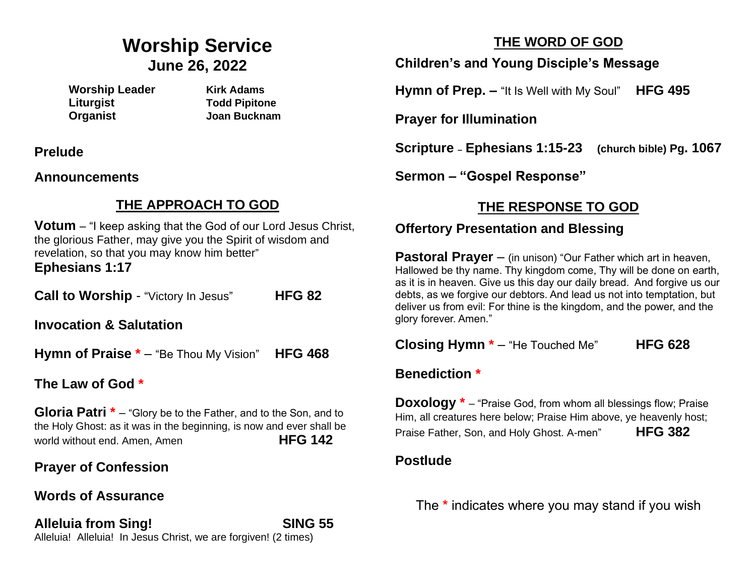# Worship Service

## June 26, 2022

| | |
|---|---|
| **Worship Leader** | **Kirk Adams** |
| **Liturgist** | **Todd Pipitone** |
| **Organist** | **Joan Bucknam** |

**Prelude**

**Announcements**

## THE APPROACH TO GOD

**Votum** – "I keep asking that the God of our Lord Jesus Christ, the glorious Father, may give you the Spirit of wisdom and revelation, so that you may know him better"
**Ephesians 1:17**

**Call to Worship** - "Victory In Jesus" **HFG 82**

**Invocation & Salutation**

**Hymn of Praise** * – "Be Thou My Vision" **HFG 468**

**The Law of God** *

**Gloria Patri** * – "Glory be to the Father, and to the Son, and to the Holy Ghost: as it was in the beginning, is now and ever shall be world without end. Amen, Amen **HFG 142**

**Prayer of Confession**

**Words of Assurance**

**Alleluia from Sing!** **SING 55**
Alleluia! Alleluia! In Jesus Christ, we are forgiven! (2 times)

## THE WORD OF GOD

**Children's and Young Disciple's Message**

**Hymn of Prep. –** "It Is Well with My Soul" **HFG 495**

**Prayer for Illumination**

**Scripture – Ephesians 1:15-23** **(church bible) Pg. 1067**

**Sermon – "Gospel Response"**

## THE RESPONSE TO GOD

**Offertory Presentation and Blessing**

**Pastoral Prayer** – (in unison) "Our Father which art in heaven, Hallowed be thy name. Thy kingdom come, Thy will be done on earth, as it is in heaven. Give us this day our daily bread. And forgive us our debts, as we forgive our debtors. And lead us not into temptation, but deliver us from evil: For thine is the kingdom, and the power, and the glory forever. Amen."

**Closing Hymn** * – "He Touched Me" **HFG 628**

**Benediction** *

**Doxology** * – "Praise God, from whom all blessings flow; Praise Him, all creatures here below; Praise Him above, ye heavenly host; Praise Father, Son, and Holy Ghost. A-men" **HFG 382**

**Postlude**

The * indicates where you may stand if you wish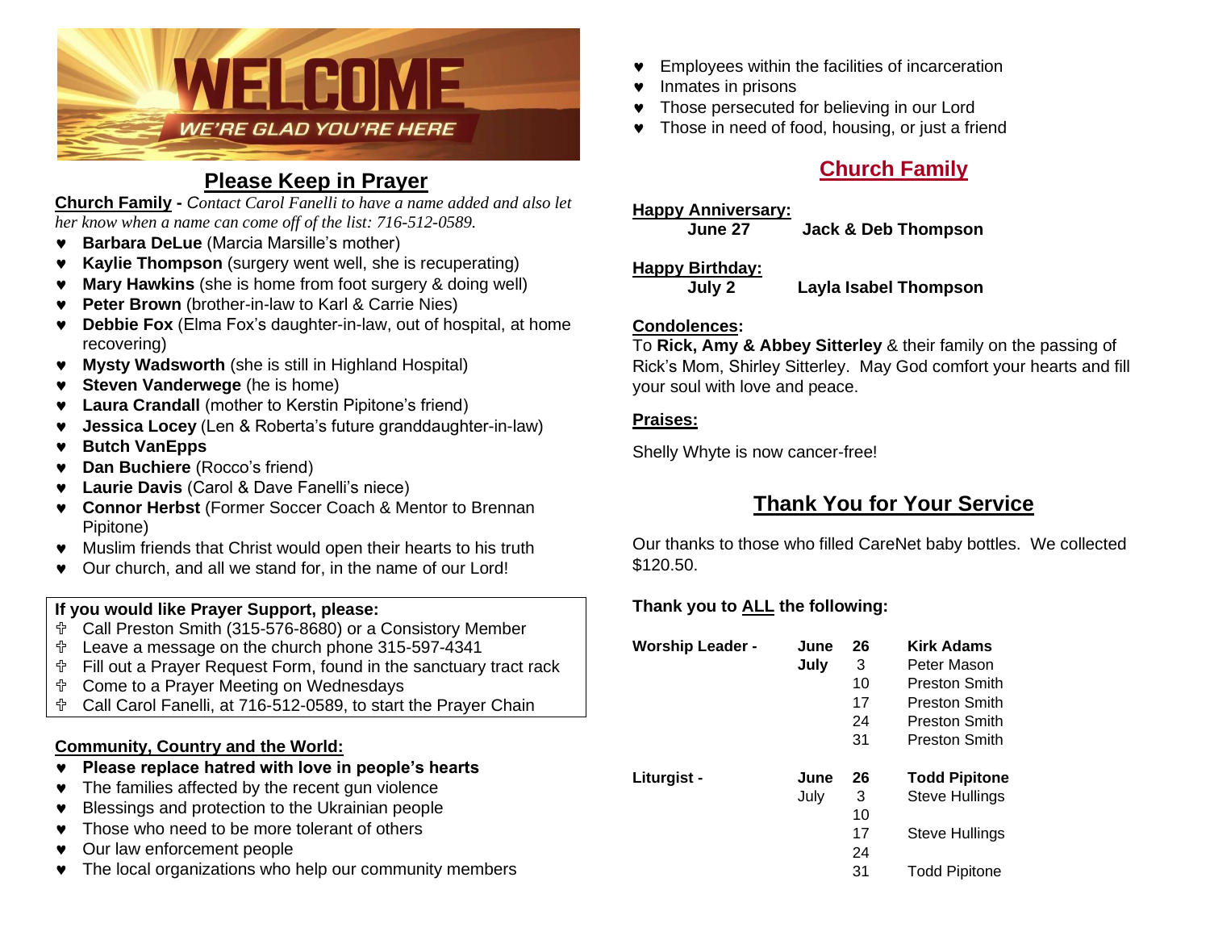# WELCOME

WE'RE GLAD YOU'RE HERE

## Please Keep in Prayer

**Church Family** - *Contact Carol Fanelli to have a name added and also let her know when a name can come off of the list: 716-512-0589.*

- **Barbara DeLue** (Marcia Marsille's mother)
- **Kaylie Thompson** (surgery went well, she is recuperating)
- **Mary Hawkins** (she is home from foot surgery & doing well)
- **Peter Brown** (brother-in-law to Karl & Carrie Nies)
- **Debbie Fox** (Elma Fox's daughter-in-law, out of hospital, at home recovering)
- **Mysty Wadsworth** (she is still in Highland Hospital)
- **Steven Vanderwege** (he is home)
- **Laura Crandall** (mother to Kerstin Pipitone's friend)
- **Jessica Locey** (Len & Roberta's future granddaughter-in-law)
- **Butch VanEpps**
- **Dan Buchiere** (Rocco's friend)
- **Laurie Davis** (Carol & Dave Fanelli's niece)
- **Connor Herbst** (Former Soccer Coach & Mentor to Brennan Pipitone)
- Muslim friends that Christ would open their hearts to his truth
- Our church, and all we stand for, in the name of our Lord!

**If you would like Prayer Support, please:**

- Call Preston Smith (315-576-8680) or a Consistory Member
- Leave a message on the church phone 315-597-4341
- Fill out a Prayer Request Form, found in the sanctuary tract rack
- Come to a Prayer Meeting on Wednesdays
- Call Carol Fanelli, at 716-512-0589, to start the Prayer Chain

**Community, Country and the World:**

- **Please replace hatred with love in people's hearts**
- The families affected by the recent gun violence
- Blessings and protection to the Ukrainian people
- Those who need to be more tolerant of others
- Our law enforcement people
- The local organizations who help our community members
- Employees within the facilities of incarceration
- Inmates in prisons
- Those persecuted for believing in our Lord
- Those in need of food, housing, or just a friend

## Church Family

**Happy Anniversary:**

**June 27** **Jack & Deb Thompson**

**Happy Birthday:**

**July 2** **Layla Isabel Thompson**

**Condolences:**

To **Rick, Amy & Abbey Sitterley** & their family on the passing of Rick's Mom, Shirley Sitterley. May God comfort your hearts and fill your soul with love and peace.

**Praises:**

Shelly Whyte is now cancer-free!

## Thank You for Your Service

Our thanks to those who filled CareNet baby bottles. We collected $120.50.

**Thank you to ALL the following:**

| | | | |
|---|---|---|---|
| **Worship Leader -** | **June** | **26** | **Kirk Adams** |
| | **July** | 3 | Peter Mason |
| | | 10 | Preston Smith |
| | | 17 | Preston Smith |
| | | 24 | Preston Smith |
| | | 31 | Preston Smith |
| **Liturgist -** | **June** | **26** | **Todd Pipitone** |
| | July | 3 | Steve Hullings |
| | | 10 | |
| | | 17 | Steve Hullings |
| | | 24 | |
| | | 31 | Todd Pipitone |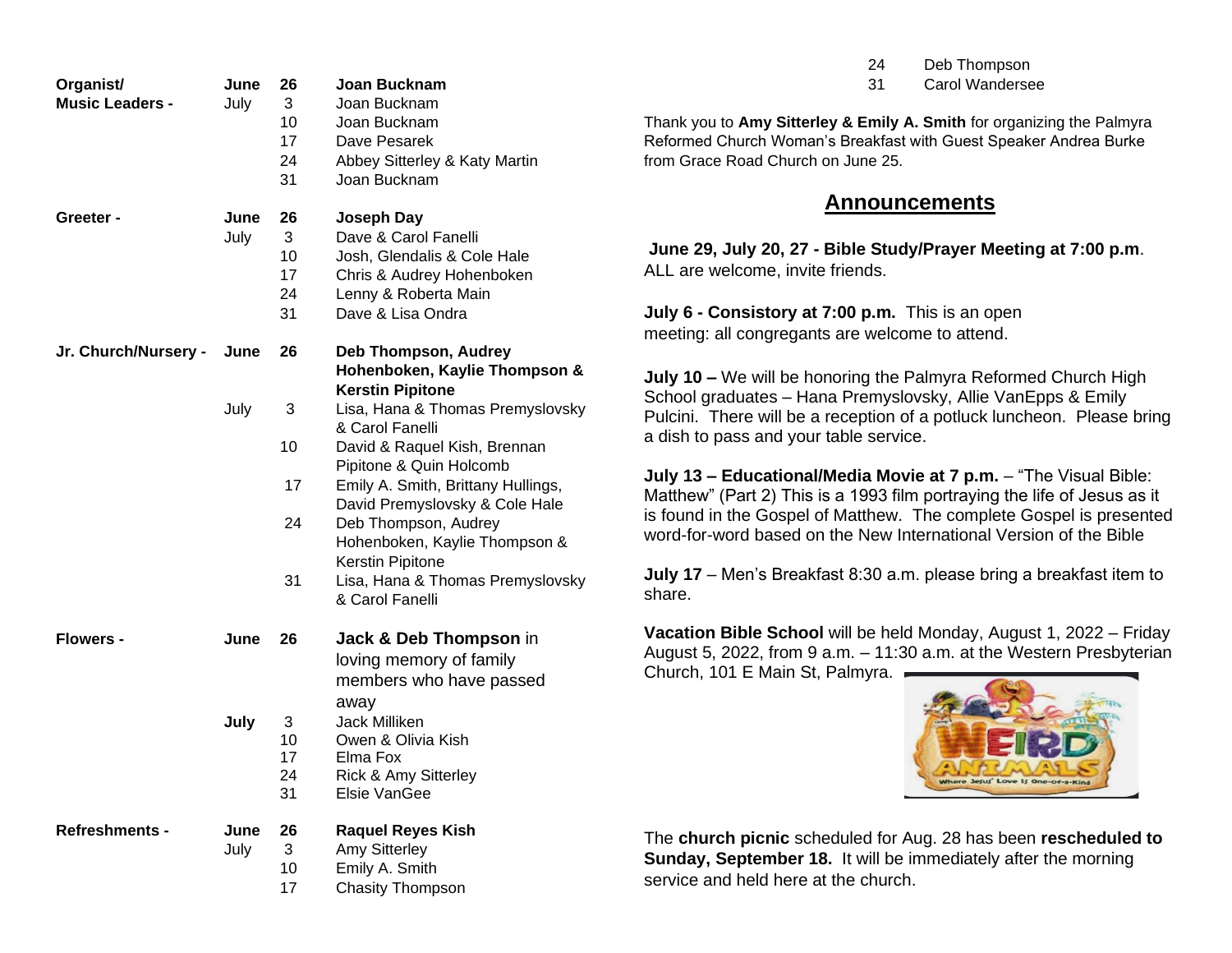| | | | |
|---|---|---|---|
| **Organist/ Music Leaders -** | **June** | **26** | **Joan Bucknam** |
| | July | 3 | Joan Bucknam |
| | | 10 | Joan Bucknam |
| | | 17 | Dave Pesarek |
| | | 24 | Abbey Sitterley & Katy Martin |
| | | 31 | Joan Bucknam |
| **Greeter -** | **June** | **26** | **Joseph Day** |
| | July | 3 | Dave & Carol Fanelli |
| | | 10 | Josh, Glendalis & Cole Hale |
| | | 17 | Chris & Audrey Hohenboken |
| | | 24 | Lenny & Roberta Main |
| | | 31 | Dave & Lisa Ondra |
| **Jr. Church/Nursery -** | **June** | **26** | **Deb Thompson, Audrey Hohenboken, Kaylie Thompson & Kerstin Pipitone** |
| | July | 3 | Lisa, Hana & Thomas Premyslovsky & Carol Fanelli |
| | | 10 | David & Raquel Kish, Brennan Pipitone & Quin Holcomb |
| | | 17 | Emily A. Smith, Brittany Hullings, David Premyslovsky & Cole Hale |
| | | 24 | Deb Thompson, Audrey Hohenboken, Kaylie Thompson & Kerstin Pipitone |
| | | 31 | Lisa, Hana & Thomas Premyslovsky & Carol Fanelli |
| **Flowers -** | **June** | **26** | **Jack & Deb Thompson** in loving memory of family members who have passed away |
| | **July** | 3 | Jack Milliken |
| | | 10 | Owen & Olivia Kish |
| | | 17 | Elma Fox |
| | | 24 | Rick & Amy Sitterley |
| | | 31 | Elsie VanGee |
| **Refreshments -** | **June** | **26** | **Raquel Reyes Kish** |
| | July | 3 | Amy Sitterley |
| | | 10 | Emily A. Smith |
| | | 17 | Chasity Thompson |
| | | 24 | Deb Thompson |
| | | 31 | Carol Wandersee |

Thank you to **Amy Sitterley & Emily A. Smith** for organizing the Palmyra Reformed Church Woman's Breakfast with Guest Speaker Andrea Burke from Grace Road Church on June 25.

## Announcements

**June 29, July 20, 27 - Bible Study/Prayer Meeting at 7:00 p.m**. ALL are welcome, invite friends.

**July 6 - Consistory at 7:00 p.m.** This is an open meeting: all congregants are welcome to attend.

**July 10 –** We will be honoring the Palmyra Reformed Church High School graduates – Hana Premyslovsky, Allie VanEpps & Emily Pulcini. There will be a reception of a potluck luncheon. Please bring a dish to pass and your table service.

**July 13 – Educational/Media Movie at 7 p.m.** – "The Visual Bible: Matthew" (Part 2) This is a 1993 film portraying the life of Jesus as it is found in the Gospel of Matthew. The complete Gospel is presented word-for-word based on the New International Version of the Bible

**July 17** – Men's Breakfast 8:30 a.m. please bring a breakfast item to share.

**Vacation Bible School** will be held Monday, August 1, 2022 – Friday August 5, 2022, from 9 a.m. – 11:30 a.m. at the Western Presbyterian Church, 101 E Main St, Palmyra.

The **church picnic** scheduled for Aug. 28 has been **rescheduled to Sunday, September 18.** It will be immediately after the morning service and held here at the church.